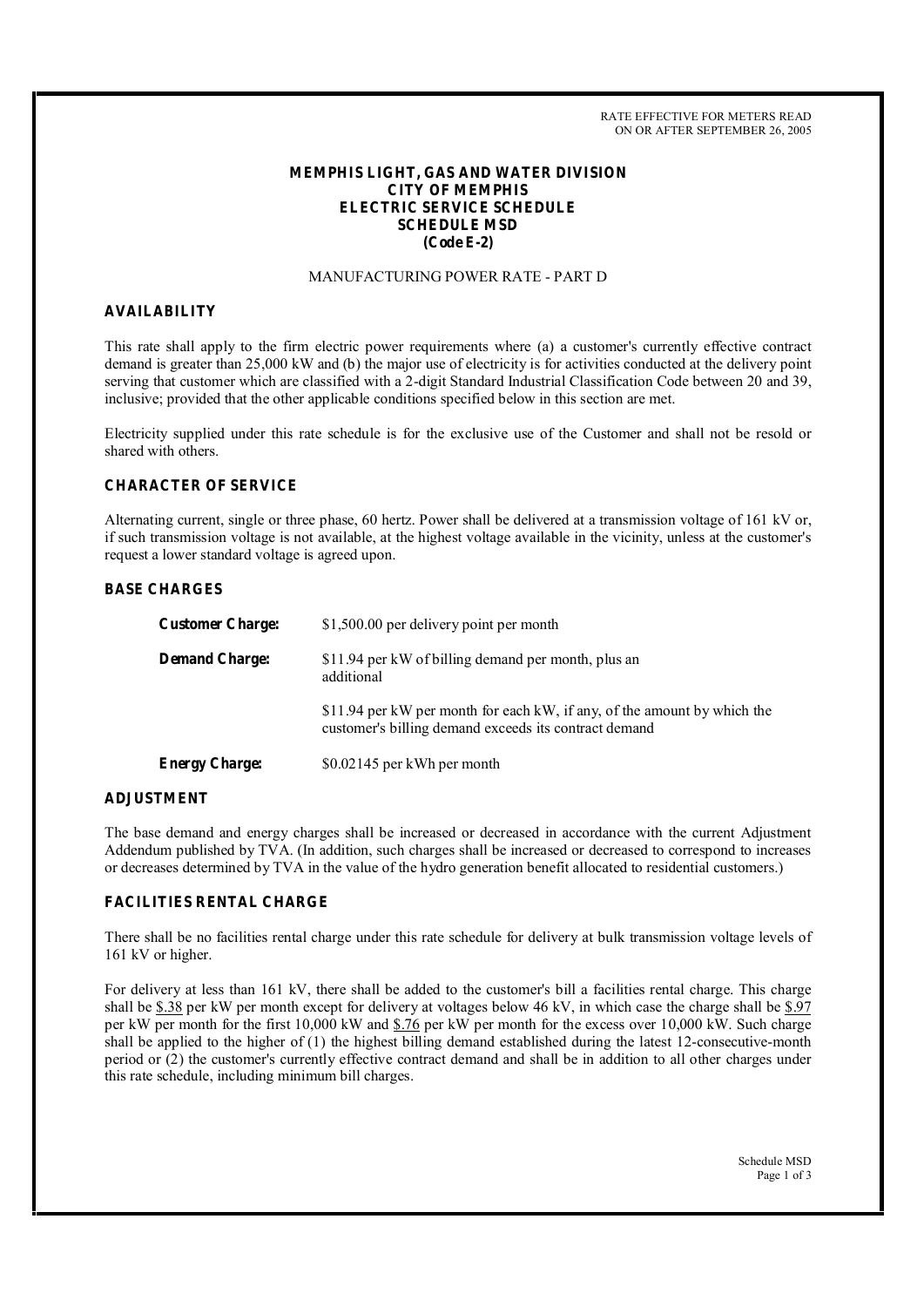RATE EFFECTIVE FOR METERS READ ON OR AFTER SEPTEMBER 26, 2005

# MEMPHIS LIGHT, GAS AND WATER DIVISION
# CITY OF MEMPHIS
# ELECTRIC SERVICE SCHEDULE
# SCHEDULE MSD
# (Code E-2)

MANUFACTURING POWER RATE - PART D

## AVAILABILITY

This rate shall apply to the firm electric power requirements where (a) a customer's currently effective contract demand is greater than 25,000 kW and (b) the major use of electricity is for activities conducted at the delivery point serving that customer which are classified with a 2-digit Standard Industrial Classification Code between 20 and 39, inclusive; provided that the other applicable conditions specified below in this section are met.

Electricity supplied under this rate schedule is for the exclusive use of the Customer and shall not be resold or shared with others.

## CHARACTER OF SERVICE

Alternating current, single or three phase, 60 hertz. Power shall be delivered at a transmission voltage of 161 kV or, if such transmission voltage is not available, at the highest voltage available in the vicinity, unless at the customer's request a lower standard voltage is agreed upon.

## BASE CHARGES

**Customer Charge:** $1,500.00 per delivery point per month

**Demand Charge:** $11.94 per kW of billing demand per month, plus an additional

$11.94 per kW per month for each kW, if any, of the amount by which the customer's billing demand exceeds its contract demand

**Energy Charge:** $0.02145 per kWh per month

## ADJUSTMENT

The base demand and energy charges shall be increased or decreased in accordance with the current Adjustment Addendum published by TVA. (In addition, such charges shall be increased or decreased to correspond to increases or decreases determined by TVA in the value of the hydro generation benefit allocated to residential customers.)

## FACILITIES RENTAL CHARGE

There shall be no facilities rental charge under this rate schedule for delivery at bulk transmission voltage levels of 161 kV or higher.

For delivery at less than 161 kV, there shall be added to the customer's bill a facilities rental charge. This charge shall be $.38 per kW per month except for delivery at voltages below 46 kV, in which case the charge shall be $.97 per kW per month for the first 10,000 kW and $.76 per kW per month for the excess over 10,000 kW. Such charge shall be applied to the higher of (1) the highest billing demand established during the latest 12-consecutive-month period or (2) the customer's currently effective contract demand and shall be in addition to all other charges under this rate schedule, including minimum bill charges.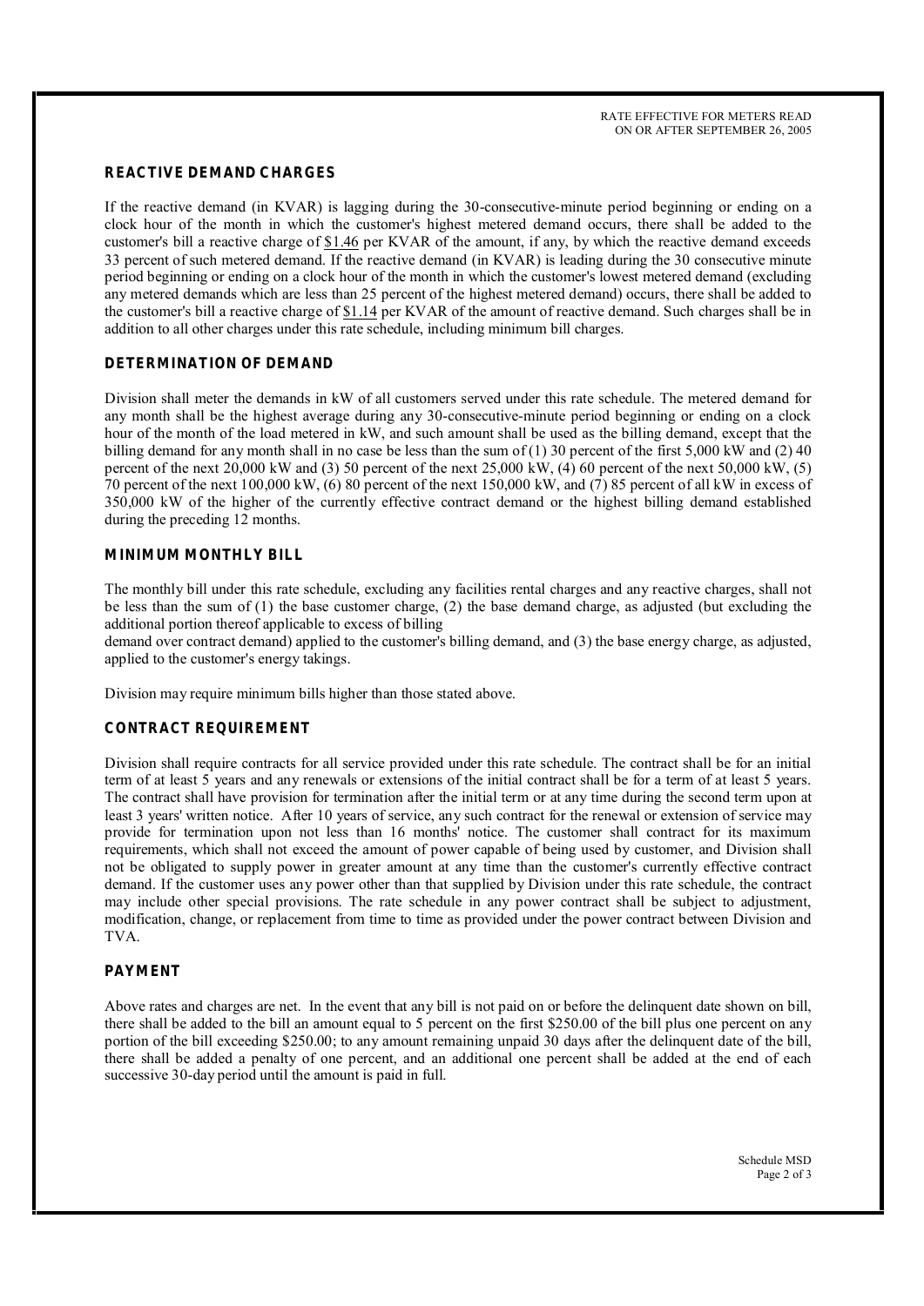RATE EFFECTIVE FOR METERS READ
ON OR AFTER SEPTEMBER 26, 2005

## REACTIVE DEMAND CHARGES

If the reactive demand (in KVAR) is lagging during the 30-consecutive-minute period beginning or ending on a clock hour of the month in which the customer's highest metered demand occurs, there shall be added to the customer's bill a reactive charge of $1.46 per KVAR of the amount, if any, by which the reactive demand exceeds 33 percent of such metered demand. If the reactive demand (in KVAR) is leading during the 30 consecutive minute period beginning or ending on a clock hour of the month in which the customer's lowest metered demand (excluding any metered demands which are less than 25 percent of the highest metered demand) occurs, there shall be added to the customer's bill a reactive charge of $1.14 per KVAR of the amount of reactive demand. Such charges shall be in addition to all other charges under this rate schedule, including minimum bill charges.

## DETERMINATION OF DEMAND

Division shall meter the demands in kW of all customers served under this rate schedule. The metered demand for any month shall be the highest average during any 30-consecutive-minute period beginning or ending on a clock hour of the month of the load metered in kW, and such amount shall be used as the billing demand, except that the billing demand for any month shall in no case be less than the sum of (1) 30 percent of the first 5,000 kW and (2) 40 percent of the next 20,000 kW and (3) 50 percent of the next 25,000 kW, (4) 60 percent of the next 50,000 kW, (5) 70 percent of the next 100,000 kW, (6) 80 percent of the next 150,000 kW, and (7) 85 percent of all kW in excess of 350,000 kW of the higher of the currently effective contract demand or the highest billing demand established during the preceding 12 months.

## MINIMUM MONTHLY BILL

The monthly bill under this rate schedule, excluding any facilities rental charges and any reactive charges, shall not be less than the sum of (1) the base customer charge, (2) the base demand charge, as adjusted (but excluding the additional portion thereof applicable to excess of billing demand over contract demand) applied to the customer's billing demand, and (3) the base energy charge, as adjusted, applied to the customer's energy takings.

Division may require minimum bills higher than those stated above.

## CONTRACT REQUIREMENT

Division shall require contracts for all service provided under this rate schedule. The contract shall be for an initial term of at least 5 years and any renewals or extensions of the initial contract shall be for a term of at least 5 years. The contract shall have provision for termination after the initial term or at any time during the second term upon at least 3 years' written notice. After 10 years of service, any such contract for the renewal or extension of service may provide for termination upon not less than 16 months' notice. The customer shall contract for its maximum requirements, which shall not exceed the amount of power capable of being used by customer, and Division shall not be obligated to supply power in greater amount at any time than the customer's currently effective contract demand. If the customer uses any power other than that supplied by Division under this rate schedule, the contract may include other special provisions. The rate schedule in any power contract shall be subject to adjustment, modification, change, or replacement from time to time as provided under the power contract between Division and TVA.

## PAYMENT

Above rates and charges are net. In the event that any bill is not paid on or before the delinquent date shown on bill, there shall be added to the bill an amount equal to 5 percent on the first $250.00 of the bill plus one percent on any portion of the bill exceeding $250.00; to any amount remaining unpaid 30 days after the delinquent date of the bill, there shall be added a penalty of one percent, and an additional one percent shall be added at the end of each successive 30-day period until the amount is paid in full.

Schedule MSD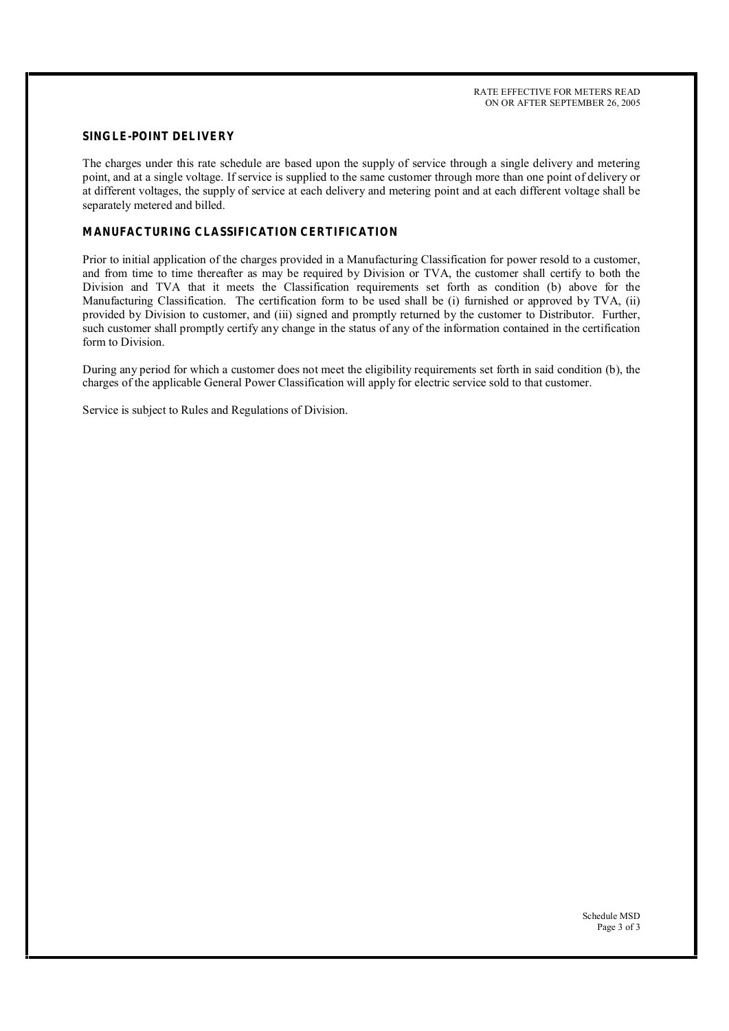RATE EFFECTIVE FOR METERS READ
ON OR AFTER SEPTEMBER 26, 2005

## SINGLE-POINT DELIVERY

The charges under this rate schedule are based upon the supply of service through a single delivery and metering point, and at a single voltage. If service is supplied to the same customer through more than one point of delivery or at different voltages, the supply of service at each delivery and metering point and at each different voltage shall be separately metered and billed.

## MANUFACTURING CLASSIFICATION CERTIFICATION

Prior to initial application of the charges provided in a Manufacturing Classification for power resold to a customer, and from time to time thereafter as may be required by Division or TVA, the customer shall certify to both the Division and TVA that it meets the Classification requirements set forth as condition (b) above for the Manufacturing Classification. The certification form to be used shall be (i) furnished or approved by TVA, (ii) provided by Division to customer, and (iii) signed and promptly returned by the customer to Distributor. Further, such customer shall promptly certify any change in the status of any of the information contained in the certification form to Division.

During any period for which a customer does not meet the eligibility requirements set forth in said condition (b), the charges of the applicable General Power Classification will apply for electric service sold to that customer.

Service is subject to Rules and Regulations of Division.

Schedule MSD